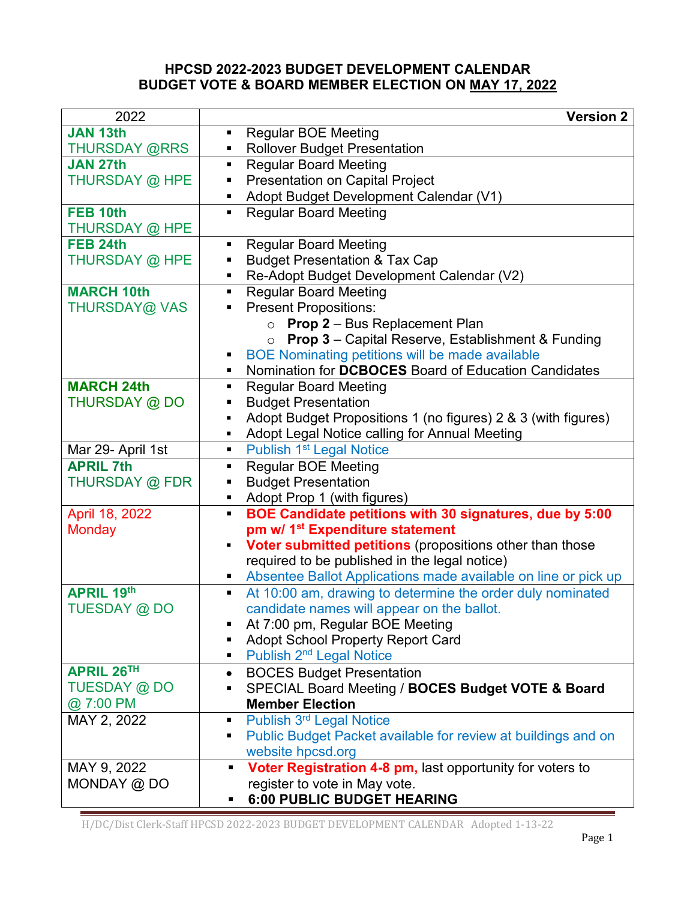**HPCSD 2022-2023 BUDGET DEVELOPMENT CALENDAR**
**BUDGET VOTE & BOARD MEMBER ELECTION ON MAY 17, 2022**

| 2022 | Version 2 |
|---|---|
| **JAN 13th** THURSDAY @RRS | ▪ Regular BOE Meeting<br>▪ Rollover Budget Presentation |
| **JAN 27th** THURSDAY @ HPE | ▪ Regular Board Meeting<br>▪ Presentation on Capital Project<br>▪ Adopt Budget Development Calendar (V1) |
| **FEB 10th** THURSDAY @ HPE | ▪ Regular Board Meeting |
| **FEB 24th** THURSDAY @ HPE | ▪ Regular Board Meeting<br>▪ Budget Presentation & Tax Cap<br>▪ Re-Adopt Budget Development Calendar (V2) |
| **MARCH 10th** THURSDAY@ VAS | ▪ Regular Board Meeting<br>▪ Present Propositions:<br>  ○ **Prop 2** – Bus Replacement Plan<br>  ○ **Prop 3** – Capital Reserve, Establishment & Funding<br>▪ BOE Nominating petitions will be made available<br>▪ Nomination for **DCBOCES** Board of Education Candidates |
| **MARCH 24th** THURSDAY @ DO | ▪ Regular Board Meeting<br>▪ Budget Presentation<br>▪ Adopt Budget Propositions 1 (no figures) 2 & 3 (with figures)<br>▪ Adopt Legal Notice calling for Annual Meeting |
| Mar 29- April 1st | ▪ Publish 1st Legal Notice |
| **APRIL 7th** THURSDAY @ FDR | ▪ Regular BOE Meeting<br>▪ Budget Presentation<br>▪ Adopt Prop 1 (with figures) |
| April 18, 2022 Monday | ▪ **BOE Candidate petitions with 30 signatures, due by 5:00 pm w/ 1st Expenditure statement**<br>▪ **Voter submitted petitions** (propositions other than those required to be published in the legal notice)<br>▪ Absentee Ballot Applications made available on line or pick up |
| **APRIL 19th** TUESDAY @ DO | ▪ At 10:00 am, drawing to determine the order duly nominated candidate names will appear on the ballot.<br>▪ At 7:00 pm, Regular BOE Meeting<br>▪ Adopt School Property Report Card<br>▪ Publish 2nd Legal Notice |
| **APRIL 26TH** TUESDAY @ DO @ 7:00 PM | • BOCES Budget Presentation<br>▪ SPECIAL Board Meeting / **BOCES Budget VOTE & Board Member Election** |
| MAY 2, 2022 | ▪ Publish 3rd Legal Notice<br>▪ Public Budget Packet available for review at buildings and on website hpcsd.org |
| MAY 9, 2022 MONDAY @ DO | ▪ **Voter Registration 4-8 pm,** last opportunity for voters to register to vote in May vote.<br>▪ **6:00 PUBLIC BUDGET HEARING** |

H/DC/Dist Clerk-Staff HPCSD 2022-2023 BUDGET DEVELOPMENT CALENDAR Adopted 1-13-22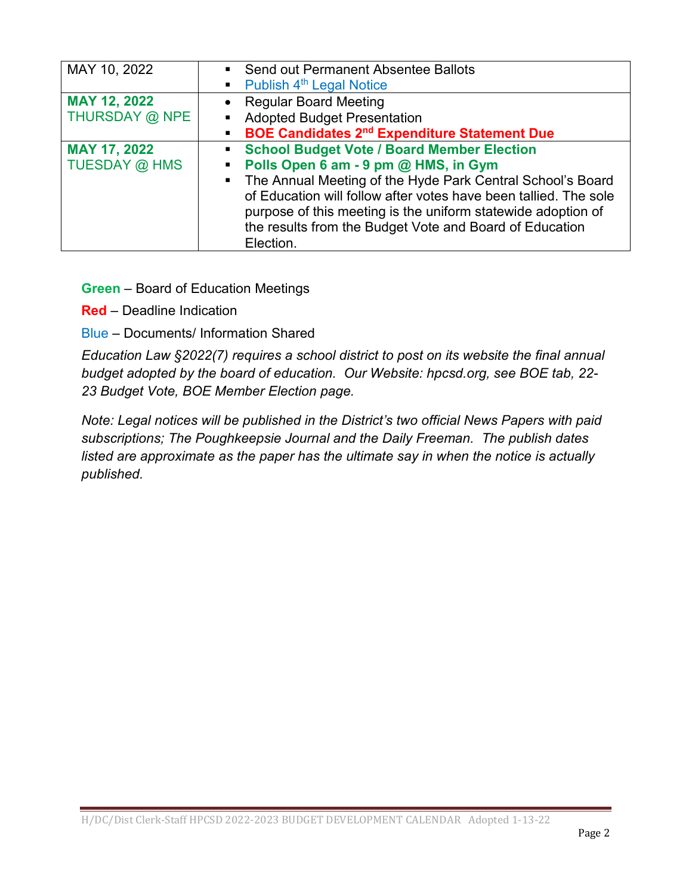| | |
|---|---|
| MAY 10, 2022 | ▪ Send out Permanent Absentee Ballots<br>▪ Publish 4th Legal Notice |
| **MAY 12, 2022**<br>THURSDAY @ NPE | • Regular Board Meeting<br>▪ Adopted Budget Presentation<br>▪ **BOE Candidates 2nd Expenditure Statement Due** |
| **MAY 17, 2022**<br>TUESDAY @ HMS | ▪ **School Budget Vote / Board Member Election**<br>▪ **Polls Open 6 am - 9 pm @ HMS, in Gym**<br>▪ The Annual Meeting of the Hyde Park Central School's Board of Education will follow after votes have been tallied. The sole purpose of this meeting is the uniform statewide adoption of the results from the Budget Vote and Board of Education Election. |

**Green** – Board of Education Meetings

**Red** – Deadline Indication

Blue – Documents/ Information Shared

*Education Law §2022(7) requires a school district to post on its website the final annual budget adopted by the board of education. Our Website: hpcsd.org, see BOE tab, 22-23 Budget Vote, BOE Member Election page.*

*Note: Legal notices will be published in the District's two official News Papers with paid subscriptions; The Poughkeepsie Journal and the Daily Freeman. The publish dates listed are approximate as the paper has the ultimate say in when the notice is actually published.*